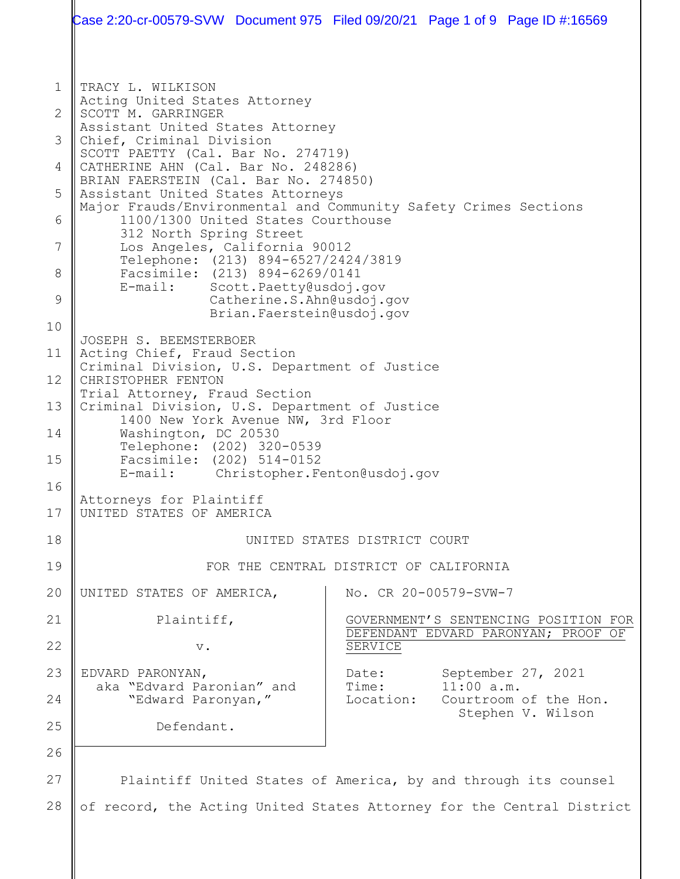TRACY L. WILKISON
Acting United States Attorney
SCOTT M. GARRINGER
Assistant United States Attorney
Chief, Criminal Division
SCOTT PAETTY (Cal. Bar No. 274719)
CATHERINE AHN (Cal. Bar No. 248286)
BRIAN FAERSTEIN (Cal. Bar No. 274850)
Assistant United States Attorneys
Major Frauds/Environmental and Community Safety Crimes Sections
1100/1300 United States Courthouse
312 North Spring Street
Los Angeles, California 90012
Telephone: (213) 894-6527/2424/3819
Facsimile: (213) 894-6269/0141
E-mail: Scott.Paetty@usdoj.gov
Catherine.S.Ahn@usdoj.gov
Brian.Faerstein@usdoj.gov

JOSEPH S. BEEMSTERBOER
Acting Chief, Fraud Section
Criminal Division, U.S. Department of Justice
CHRISTOPHER FENTON
Trial Attorney, Fraud Section
Criminal Division, U.S. Department of Justice
1400 New York Avenue NW, 3rd Floor
Washington, DC 20530
Telephone: (202) 320-0539
Facsimile: (202) 514-0152
E-mail: Christopher.Fenton@usdoj.gov

Attorneys for Plaintiff
UNITED STATES OF AMERICA

UNITED STATES DISTRICT COURT

FOR THE CENTRAL DISTRICT OF CALIFORNIA

UNITED STATES OF AMERICA,

Plaintiff,

v.

EDVARD PARONYAN,
aka "Edvard Paronian" and
"Edward Paronyan,"

Defendant.

No. CR 20-00579-SVW-7

GOVERNMENT'S SENTENCING POSITION FOR DEFENDANT EDVARD PARONYAN; PROOF OF SERVICE

Date: September 27, 2021
Time: 11:00 a.m.
Location: Courtroom of the Hon. Stephen V. Wilson

Plaintiff United States of America, by and through its counsel of record, the Acting United States Attorney for the Central District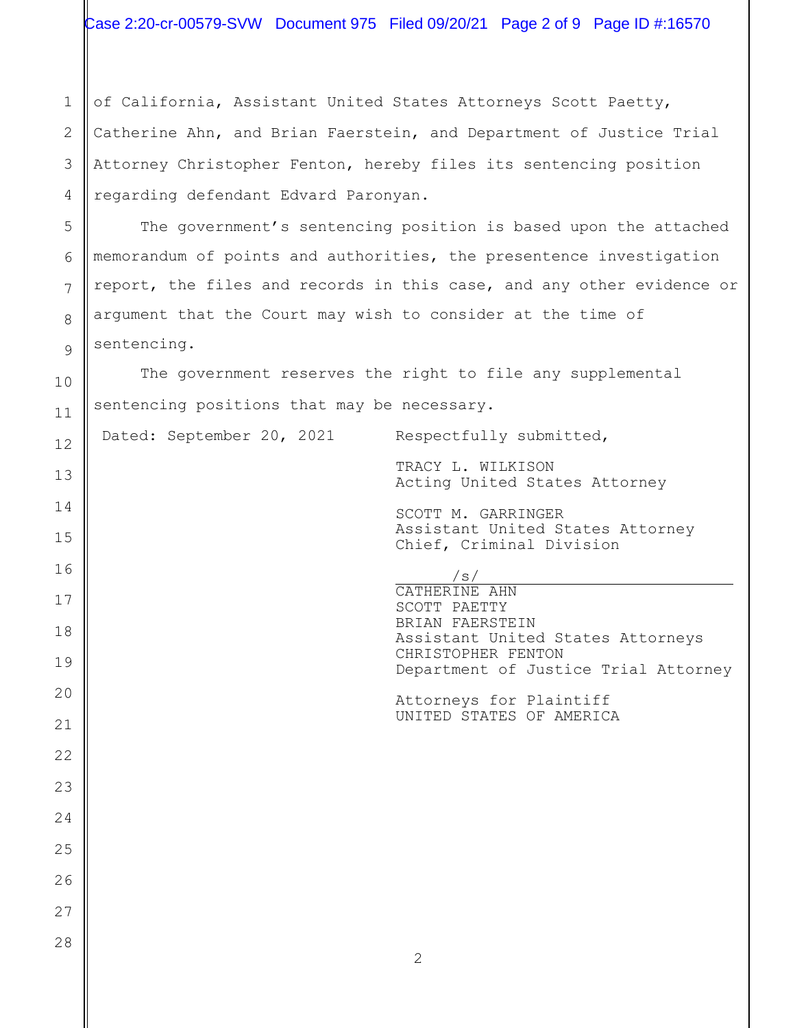of California, Assistant United States Attorneys Scott Paetty, Catherine Ahn, and Brian Faerstein, and Department of Justice Trial Attorney Christopher Fenton, hereby files its sentencing position regarding defendant Edvard Paronyan.

The government's sentencing position is based upon the attached memorandum of points and authorities, the presentence investigation report, the files and records in this case, and any other evidence or argument that the Court may wish to consider at the time of sentencing.

The government reserves the right to file any supplemental sentencing positions that may be necessary.

Dated: September 20, 2021

Respectfully submitted,

TRACY L. WILKISON
Acting United States Attorney

SCOTT M. GARRINGER
Assistant United States Attorney
Chief, Criminal Division

/s/

CATHERINE AHN
SCOTT PAETTY
BRIAN FAERSTEIN
Assistant United States Attorneys
CHRISTOPHER FENTON
Department of Justice Trial Attorney

Attorneys for Plaintiff
UNITED STATES OF AMERICA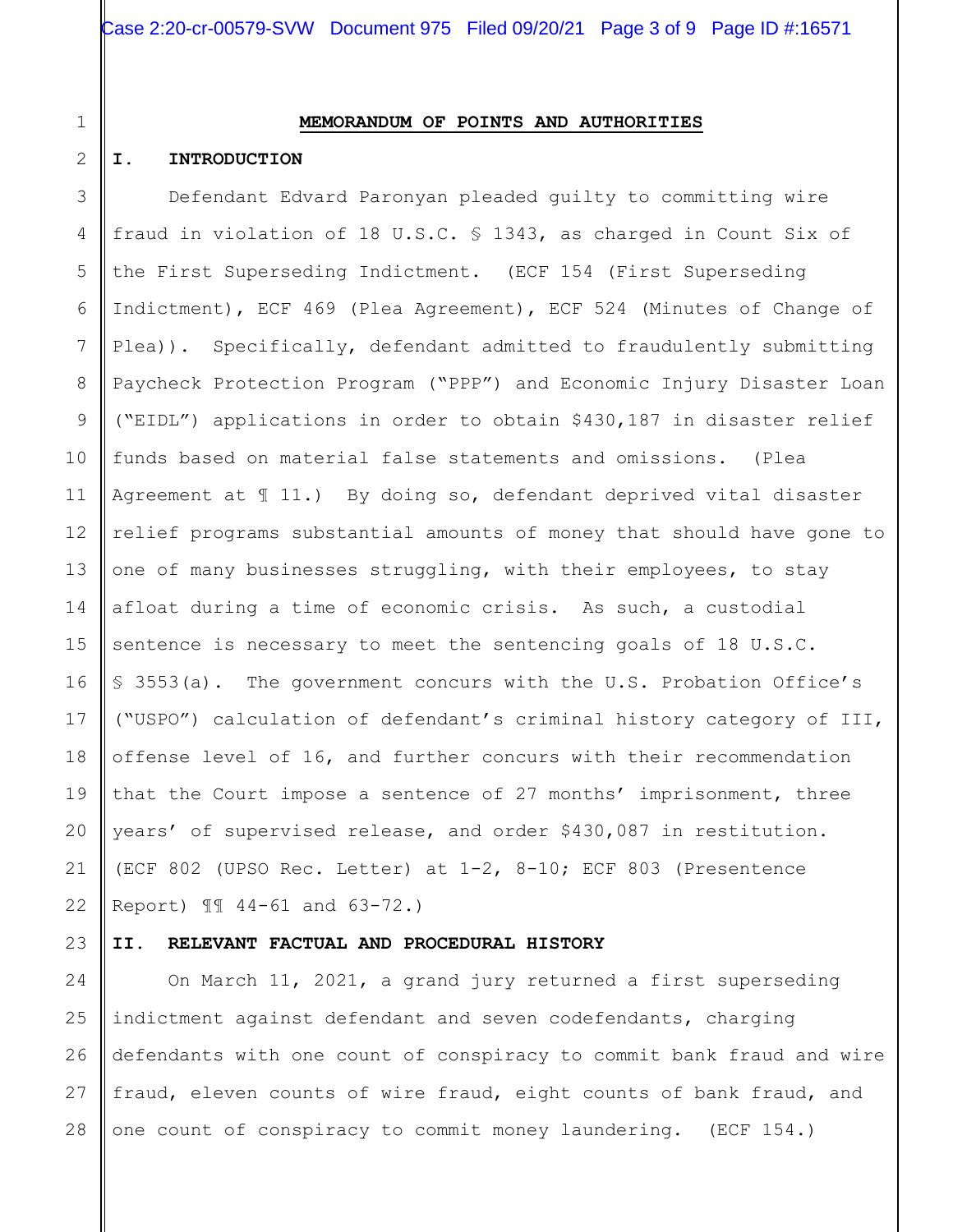## MEMORANDUM OF POINTS AND AUTHORITIES

### I. INTRODUCTION

Defendant Edvard Paronyan pleaded guilty to committing wire fraud in violation of 18 U.S.C. § 1343, as charged in Count Six of the First Superseding Indictment. (ECF 154 (First Superseding Indictment), ECF 469 (Plea Agreement), ECF 524 (Minutes of Change of Plea)). Specifically, defendant admitted to fraudulently submitting Paycheck Protection Program ("PPP") and Economic Injury Disaster Loan ("EIDL") applications in order to obtain $430,187 in disaster relief funds based on material false statements and omissions. (Plea Agreement at ¶ 11.) By doing so, defendant deprived vital disaster relief programs substantial amounts of money that should have gone to one of many businesses struggling, with their employees, to stay afloat during a time of economic crisis. As such, a custodial sentence is necessary to meet the sentencing goals of 18 U.S.C. § 3553(a). The government concurs with the U.S. Probation Office's ("USPO") calculation of defendant's criminal history category of III, offense level of 16, and further concurs with their recommendation that the Court impose a sentence of 27 months' imprisonment, three years' of supervised release, and order $430,087 in restitution. (ECF 802 (UPSO Rec. Letter) at 1-2, 8-10; ECF 803 (Presentence Report) ¶¶ 44-61 and 63-72.)

### II. RELEVANT FACTUAL AND PROCEDURAL HISTORY

On March 11, 2021, a grand jury returned a first superseding indictment against defendant and seven codefendants, charging defendants with one count of conspiracy to commit bank fraud and wire fraud, eleven counts of wire fraud, eight counts of bank fraud, and one count of conspiracy to commit money laundering. (ECF 154.)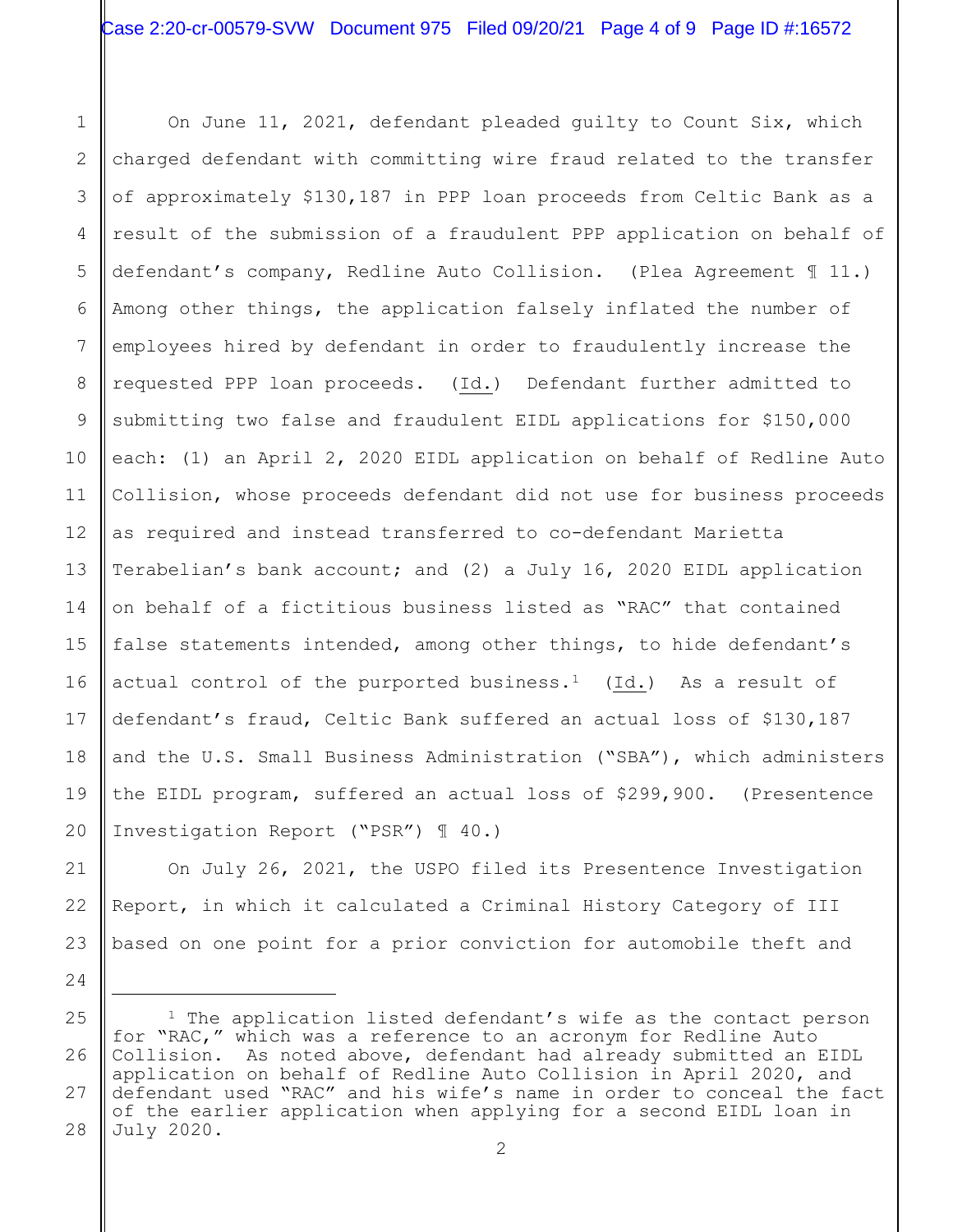On June 11, 2021, defendant pleaded guilty to Count Six, which charged defendant with committing wire fraud related to the transfer of approximately $130,187 in PPP loan proceeds from Celtic Bank as a result of the submission of a fraudulent PPP application on behalf of defendant's company, Redline Auto Collision. (Plea Agreement ¶ 11.) Among other things, the application falsely inflated the number of employees hired by defendant in order to fraudulently increase the requested PPP loan proceeds. (Id.) Defendant further admitted to submitting two false and fraudulent EIDL applications for $150,000 each: (1) an April 2, 2020 EIDL application on behalf of Redline Auto Collision, whose proceeds defendant did not use for business proceeds as required and instead transferred to co-defendant Marietta Terabelian's bank account; and (2) a July 16, 2020 EIDL application on behalf of a fictitious business listed as "RAC" that contained false statements intended, among other things, to hide defendant's actual control of the purported business.[1] (Id.) As a result of defendant's fraud, Celtic Bank suffered an actual loss of $130,187 and the U.S. Small Business Administration ("SBA"), which administers the EIDL program, suffered an actual loss of $299,900. (Presentence Investigation Report ("PSR") ¶ 40.)

On July 26, 2021, the USPO filed its Presentence Investigation Report, in which it calculated a Criminal History Category of III based on one point for a prior conviction for automobile theft and

---

[1] The application listed defendant's wife as the contact person for "RAC," which was a reference to an acronym for Redline Auto Collision. As noted above, defendant had already submitted an EIDL application on behalf of Redline Auto Collision in April 2020, and defendant used "RAC" and his wife's name in order to conceal the fact of the earlier application when applying for a second EIDL loan in July 2020.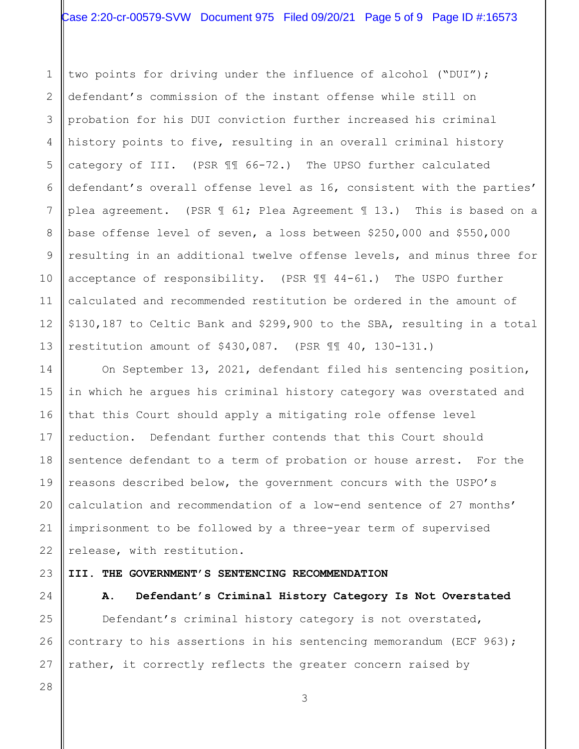two points for driving under the influence of alcohol ("DUI"); defendant's commission of the instant offense while still on probation for his DUI conviction further increased his criminal history points to five, resulting in an overall criminal history category of III. (PSR ¶¶ 66-72.) The UPSO further calculated defendant's overall offense level as 16, consistent with the parties' plea agreement. (PSR ¶ 61; Plea Agreement ¶ 13.) This is based on a base offense level of seven, a loss between $250,000 and $550,000 resulting in an additional twelve offense levels, and minus three for acceptance of responsibility. (PSR ¶¶ 44-61.) The USPO further calculated and recommended restitution be ordered in the amount of $130,187 to Celtic Bank and $299,900 to the SBA, resulting in a total restitution amount of $430,087. (PSR ¶¶ 40, 130-131.)

On September 13, 2021, defendant filed his sentencing position, in which he argues his criminal history category was overstated and that this Court should apply a mitigating role offense level reduction. Defendant further contends that this Court should sentence defendant to a term of probation or house arrest. For the reasons described below, the government concurs with the USPO's calculation and recommendation of a low-end sentence of 27 months' imprisonment to be followed by a three-year term of supervised release, with restitution.

## III. THE GOVERNMENT'S SENTENCING RECOMMENDATION

### A. Defendant's Criminal History Category Is Not Overstated

Defendant's criminal history category is not overstated, contrary to his assertions in his sentencing memorandum (ECF 963); rather, it correctly reflects the greater concern raised by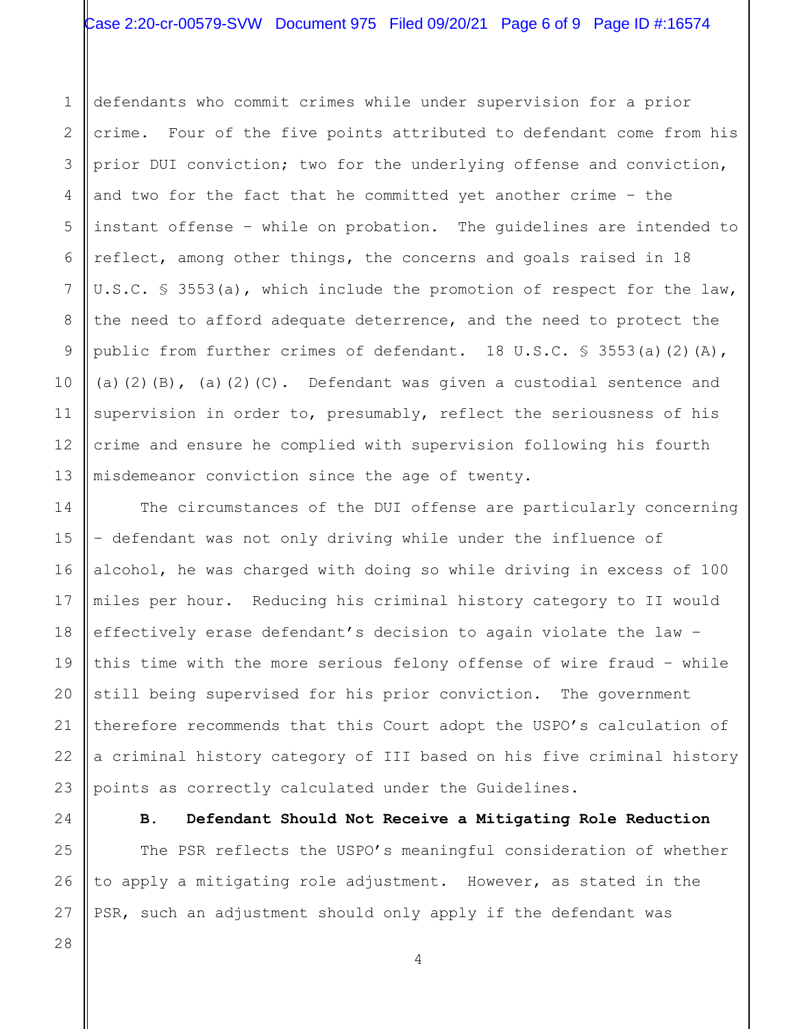defendants who commit crimes while under supervision for a prior crime. Four of the five points attributed to defendant come from his prior DUI conviction; two for the underlying offense and conviction, and two for the fact that he committed yet another crime – the instant offense – while on probation. The guidelines are intended to reflect, among other things, the concerns and goals raised in 18 U.S.C. § 3553(a), which include the promotion of respect for the law, the need to afford adequate deterrence, and the need to protect the public from further crimes of defendant. 18 U.S.C. § 3553(a)(2)(A), (a)(2)(B), (a)(2)(C). Defendant was given a custodial sentence and supervision in order to, presumably, reflect the seriousness of his crime and ensure he complied with supervision following his fourth misdemeanor conviction since the age of twenty.

The circumstances of the DUI offense are particularly concerning – defendant was not only driving while under the influence of alcohol, he was charged with doing so while driving in excess of 100 miles per hour. Reducing his criminal history category to II would effectively erase defendant's decision to again violate the law – this time with the more serious felony offense of wire fraud – while still being supervised for his prior conviction. The government therefore recommends that this Court adopt the USPO's calculation of a criminal history category of III based on his five criminal history points as correctly calculated under the Guidelines.

**B. Defendant Should Not Receive a Mitigating Role Reduction**

The PSR reflects the USPO's meaningful consideration of whether to apply a mitigating role adjustment. However, as stated in the PSR, such an adjustment should only apply if the defendant was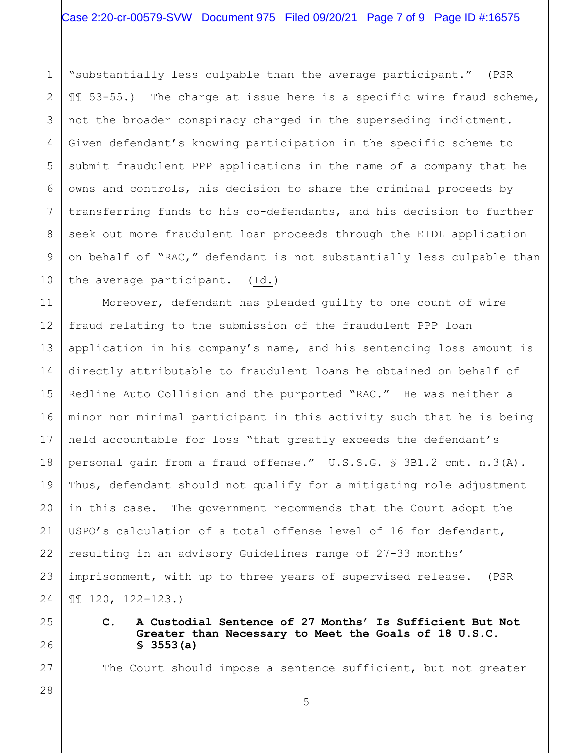"substantially less culpable than the average participant." (PSR ¶¶ 53-55.) The charge at issue here is a specific wire fraud scheme, not the broader conspiracy charged in the superseding indictment. Given defendant's knowing participation in the specific scheme to submit fraudulent PPP applications in the name of a company that he owns and controls, his decision to share the criminal proceeds by transferring funds to his co-defendants, and his decision to further seek out more fraudulent loan proceeds through the EIDL application on behalf of "RAC," defendant is not substantially less culpable than the average participant. (Id.)

Moreover, defendant has pleaded guilty to one count of wire fraud relating to the submission of the fraudulent PPP loan application in his company's name, and his sentencing loss amount is directly attributable to fraudulent loans he obtained on behalf of Redline Auto Collision and the purported "RAC." He was neither a minor nor minimal participant in this activity such that he is being held accountable for loss "that greatly exceeds the defendant's personal gain from a fraud offense." U.S.S.G. § 3B1.2 cmt. n.3(A). Thus, defendant should not qualify for a mitigating role adjustment in this case. The government recommends that the Court adopt the USPO's calculation of a total offense level of 16 for defendant, resulting in an advisory Guidelines range of 27-33 months' imprisonment, with up to three years of supervised release. (PSR ¶¶ 120, 122-123.)

**C. A Custodial Sentence of 27 Months' Is Sufficient But Not Greater than Necessary to Meet the Goals of 18 U.S.C. § 3553(a)**

The Court should impose a sentence sufficient, but not greater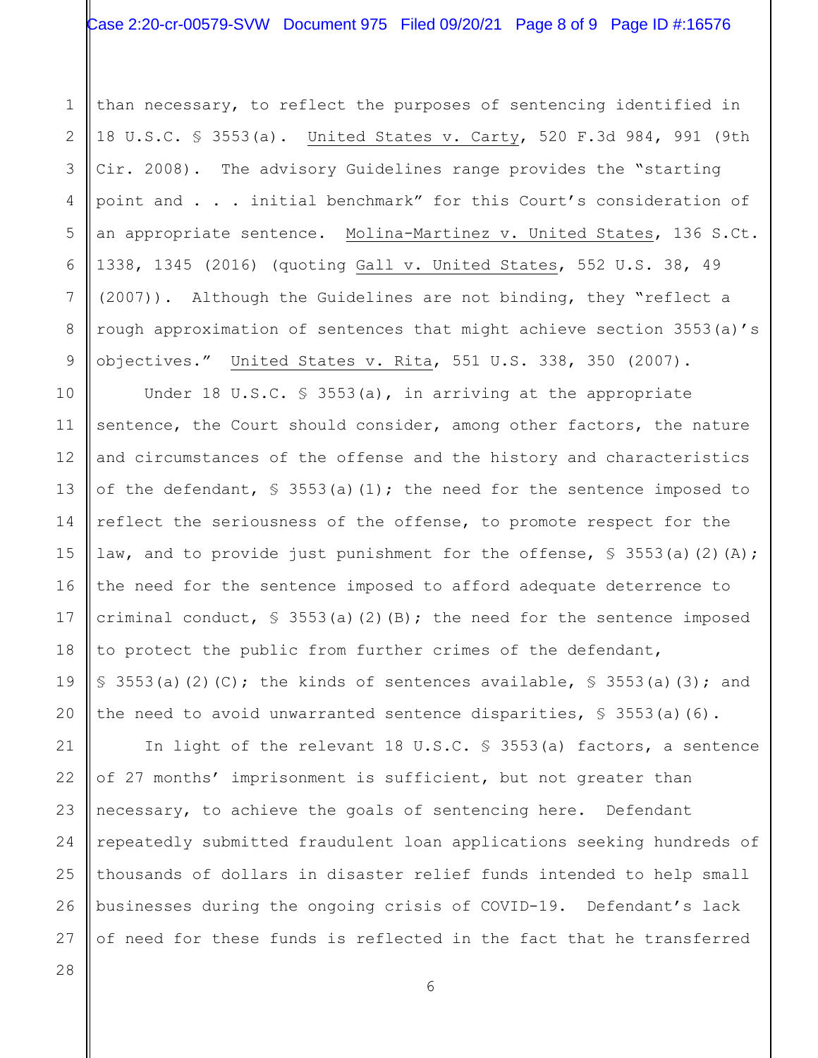than necessary, to reflect the purposes of sentencing identified in 18 U.S.C. § 3553(a). United States v. Carty, 520 F.3d 984, 991 (9th Cir. 2008). The advisory Guidelines range provides the "starting point and . . . initial benchmark" for this Court's consideration of an appropriate sentence. Molina-Martinez v. United States, 136 S.Ct. 1338, 1345 (2016) (quoting Gall v. United States, 552 U.S. 38, 49 (2007)). Although the Guidelines are not binding, they "reflect a rough approximation of sentences that might achieve section 3553(a)'s objectives." United States v. Rita, 551 U.S. 338, 350 (2007).

Under 18 U.S.C. § 3553(a), in arriving at the appropriate sentence, the Court should consider, among other factors, the nature and circumstances of the offense and the history and characteristics of the defendant, § 3553(a)(1); the need for the sentence imposed to reflect the seriousness of the offense, to promote respect for the law, and to provide just punishment for the offense, § 3553(a)(2)(A); the need for the sentence imposed to afford adequate deterrence to criminal conduct, § 3553(a)(2)(B); the need for the sentence imposed to protect the public from further crimes of the defendant, § 3553(a)(2)(C); the kinds of sentences available, § 3553(a)(3); and the need to avoid unwarranted sentence disparities, § 3553(a)(6).

In light of the relevant 18 U.S.C. § 3553(a) factors, a sentence of 27 months' imprisonment is sufficient, but not greater than necessary, to achieve the goals of sentencing here. Defendant repeatedly submitted fraudulent loan applications seeking hundreds of thousands of dollars in disaster relief funds intended to help small businesses during the ongoing crisis of COVID-19. Defendant's lack of need for these funds is reflected in the fact that he transferred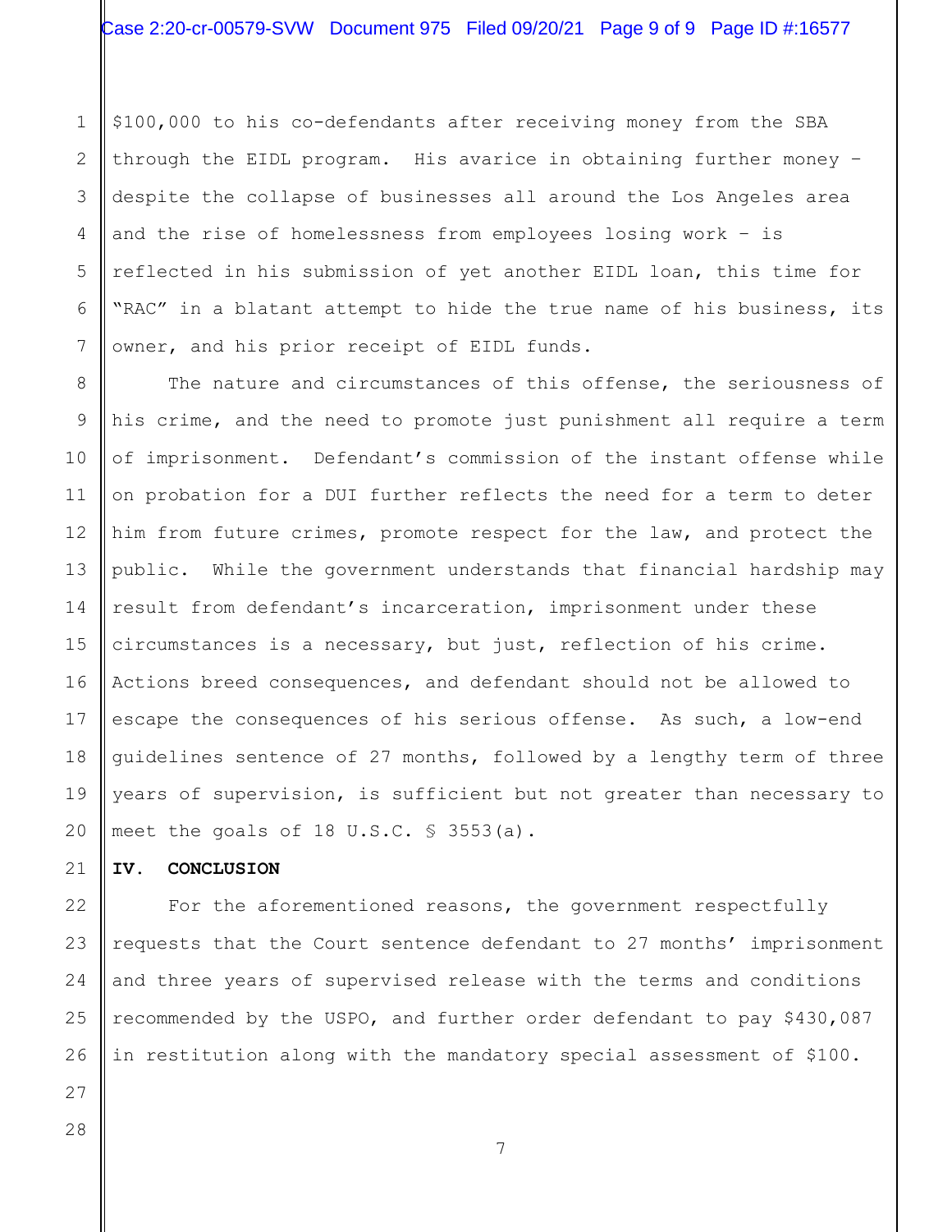$100,000 to his co-defendants after receiving money from the SBA through the EIDL program. His avarice in obtaining further money – despite the collapse of businesses all around the Los Angeles area and the rise of homelessness from employees losing work – is reflected in his submission of yet another EIDL loan, this time for "RAC" in a blatant attempt to hide the true name of his business, its owner, and his prior receipt of EIDL funds.

The nature and circumstances of this offense, the seriousness of his crime, and the need to promote just punishment all require a term of imprisonment. Defendant's commission of the instant offense while on probation for a DUI further reflects the need for a term to deter him from future crimes, promote respect for the law, and protect the public. While the government understands that financial hardship may result from defendant's incarceration, imprisonment under these circumstances is a necessary, but just, reflection of his crime. Actions breed consequences, and defendant should not be allowed to escape the consequences of his serious offense. As such, a low-end guidelines sentence of 27 months, followed by a lengthy term of three years of supervision, is sufficient but not greater than necessary to meet the goals of 18 U.S.C. § 3553(a).

## IV. CONCLUSION

For the aforementioned reasons, the government respectfully requests that the Court sentence defendant to 27 months' imprisonment and three years of supervised release with the terms and conditions recommended by the USPO, and further order defendant to pay $430,087 in restitution along with the mandatory special assessment of $100.